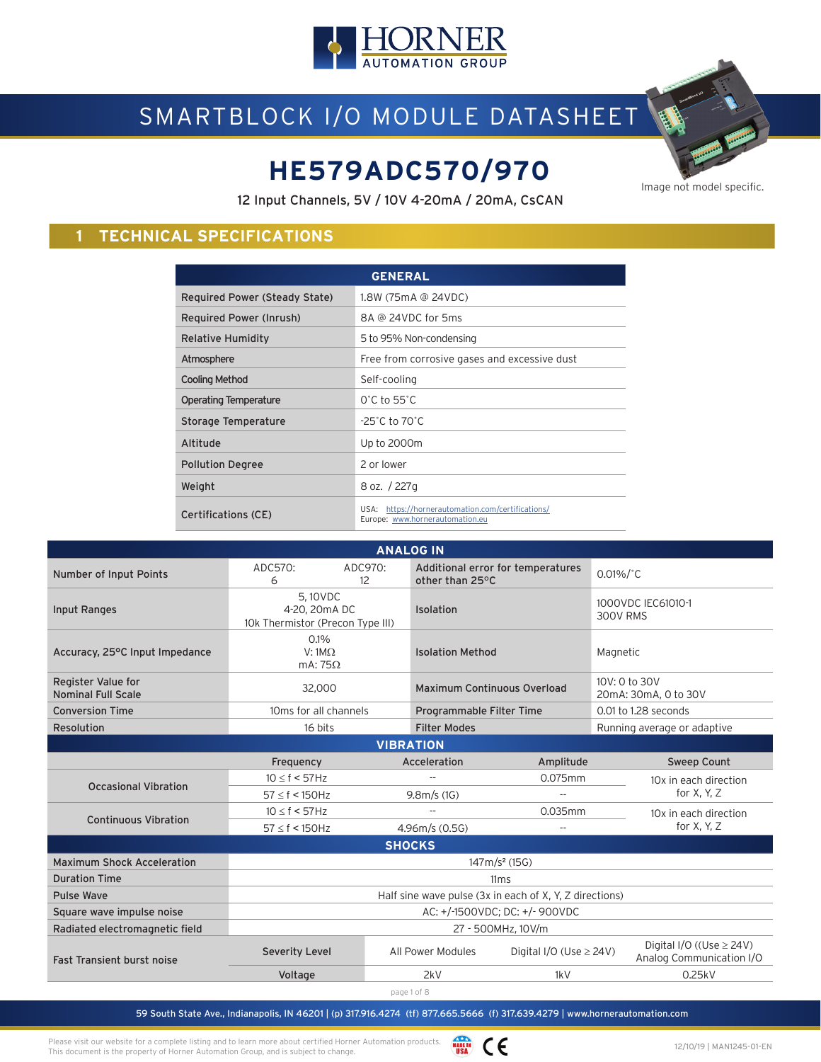# SMARTBLOCK I/O MODULE DATASHEET

## HE579ADC570/970

12 Input Channels, 5V / 10V 4-20mA / 20mA, CsCAN

Image not model specific.

## 1 TECHNICAL SPECIFICATIONS

| GENERAL | |
|---|---|
| Required Power (Steady State) | 1.8W (75mA @ 24VDC) |
| Required Power (Inrush) | 8A @ 24VDC for 5ms |
| Relative Humidity | 5 to 95% Non-condensing |
| Atmosphere | Free from corrosive gases and excessive dust |
| Cooling Method | Self-cooling |
| Operating Temperature | 0˚C to 55˚C |
| Storage Temperature | -25˚C to 70˚C |
| Altitude | Up to 2000m |
| Pollution Degree | 2 or lower |
| Weight | 8 oz. / 227g |
| Certifications (CE) | USA: https://hornerautomation.com/certifications/ Europe: www.hornerautomation.eu |

| ANALOG IN | | | | |
|---|---|---|---|---|
| Number of Input Points | ADC570: 6 | ADC970: 12 | Additional error for temperatures other than 25°C | 0.01%/˚C |
| Input Ranges | 5, 10VDC 4-20, 20mA DC 10k Thermistor (Precon Type III) | | Isolation | 1000VDC IEC61010-1 300V RMS |
| Accuracy, 25°C Input Impedance | 0.1% V: 1MΩ mA: 75Ω | | Isolation Method | Magnetic |
| Register Value for Nominal Full Scale | 32,000 | | Maximum Continuous Overload | 10V: 0 to 30V 20mA: 30mA, 0 to 30V |
| Conversion Time | 10ms for all channels | | Programmable Filter Time | 0.01 to 1.28 seconds |
| Resolution | 16 bits | | Filter Modes | Running average or adaptive |

| VIBRATION | | | | |
|---|---|---|---|---|
| | Frequency | Acceleration | Amplitude | Sweep Count |
| Occasional Vibration | 10 ≤ f < 57Hz | -- | 0.075mm | 10x in each direction for X, Y, Z |
| | 57 ≤ f < 150Hz | 9.8m/s (1G) | -- | |
| Continuous Vibration | 10 ≤ f < 57Hz | -- | 0.035mm | 10x in each direction for X, Y, Z |
| | 57 ≤ f < 150Hz | 4.96m/s (0.5G) | -- | |

| SHOCKS | | | | |
|---|---|---|---|---|
| Maximum Shock Acceleration | 147m/s² (15G) | | | |
| Duration Time | 11ms | | | |
| Pulse Wave | Half sine wave pulse (3x in each of X, Y, Z directions) | | | |
| Square wave impulse noise | AC: +/-1500VDC; DC: +/- 900VDC | | | |
| Radiated electromagnetic field | 27 - 500MHz, 10V/m | | | |
| Fast Transient burst noise | Severity Level | All Power Modules | Digital I/O (Use ≥ 24V) | Digital I/O ((Use ≥ 24V) Analog Communication I/O |
| | Voltage | 2kV | 1kV | 0.25kV |

59 South State Ave., Indianapolis, IN 46201 | (p) 317.916.4274 (tf) 877.665.5666 (f) 317.639.4279 | www.hornerautomation.com

Please visit our website for a complete listing and to learn more about certified Horner Automation products.
This document is the property of Horner Automation Group, and is subject to change.

12/10/19 | MAN1245-01-EN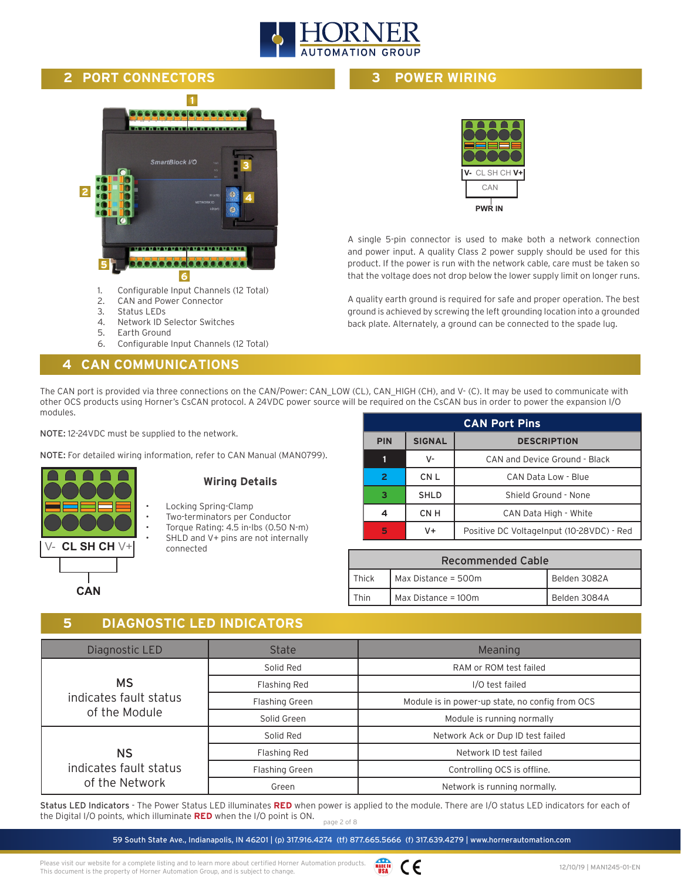## 2 PORT CONNECTORS

1. Configurable Input Channels (12 Total)
2. CAN and Power Connector
3. Status LEDs
4. Network ID Selector Switches
5. Earth Ground
6. Configurable Input Channels (12 Total)

## 3 POWER WIRING

V- CL SH CH V+

CAN

PWR IN

A single 5-pin connector is used to make both a network connection and power input. A quality Class 2 power supply should be used for this product. If the power is run with the network cable, care must be taken so that the voltage does not drop below the lower supply limit on longer runs.

A quality earth ground is required for safe and proper operation. The best ground is achieved by screwing the left grounding location into a grounded back plate. Alternately, a ground can be connected to the spade lug.

## 4 CAN COMMUNICATIONS

The CAN port is provided via three connections on the CAN/Power: CAN_LOW (CL), CAN_HIGH (CH), and V- (C). It may be used to communicate with other OCS products using Horner's CsCAN protocol. A 24VDC power source will be required on the CsCAN bus in order to power the expansion I/O modules.

NOTE: 12-24VDC must be supplied to the network.

NOTE: For detailed wiring information, refer to CAN Manual (MAN0799).

V- CL SH CH V+

CAN

**Wiring Details**

- Locking Spring-Clamp
- Two-terminators per Conductor
- Torque Rating: 4.5 in-lbs (0.50 N-m)
- SHLD and V+ pins are not internally connected

**CAN Port Pins**

| PIN | SIGNAL | DESCRIPTION |
|---|---|---|
| 1 | V- | CAN and Device Ground - Black |
| 2 | CN L | CAN Data Low - Blue |
| 3 | SHLD | Shield Ground - None |
| 4 | CN H | CAN Data High - White |
| 5 | V+ | Positive DC VoltageInput (10-28VDC) - Red |

**Recommended Cable**

| | | |
|---|---|---|
| Thick | Max Distance = 500m | Belden 3082A |
| Thin | Max Distance = 100m | Belden 3084A |

## 5 DIAGNOSTIC LED INDICATORS

| Diagnostic LED | State | Meaning |
|---|---|---|
| MS indicates fault status of the Module | Solid Red | RAM or ROM test failed |
| | Flashing Red | I/O test failed |
| | Flashing Green | Module is in power-up state, no config from OCS |
| | Solid Green | Module is running normally |
| NS indicates fault status of the Network | Solid Red | Network Ack or Dup ID test failed |
| | Flashing Red | Network ID test failed |
| | Flashing Green | Controlling OCS is offline. |
| | Green | Network is running normally. |

**Status LED Indicators** - The Power Status LED illuminates **RED** when power is applied to the module. There are I/O status LED indicators for each of the Digital I/O points, which illuminate **RED** when the I/O point is ON.

59 South State Ave., Indianapolis, IN 46201 | (p) 317.916.4274 (tf) 877.665.5666 (f) 317.639.4279 | www.hornerautomation.com

Please visit our website for a complete listing and to learn more about certified Horner Automation products.
This document is the property of Horner Automation Group, and is subject to change.

12/10/19 | MAN1245-01-EN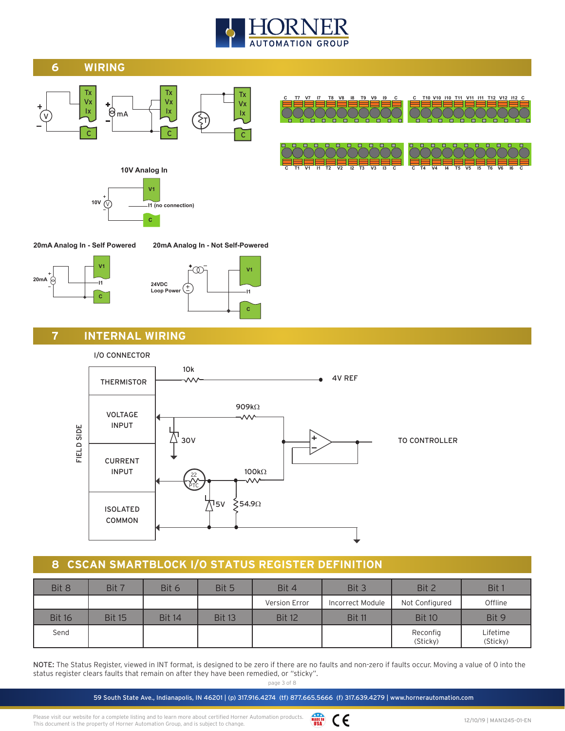## 6 WIRING

10V Analog In

V1

10V

I1 (no connection)

C

20mA Analog In - Self Powered

20mA Analog In - Not Self-Powered

24VDC Loop Power

## 7 INTERNAL WIRING

I/O CONNECTOR

FIELD SIDE

THERMISTOR — 10k — 4V REF

VOLTAGE INPUT — 909kΩ, 30V

CURRENT INPUT — 22 PTC, 100kΩ, 5V, 54.9Ω

ISOLATED COMMON

TO CONTROLLER

## 8 CSCAN SMARTBLOCK I/O STATUS REGISTER DEFINITION

| Bit 8 | Bit 7 | Bit 6 | Bit 5 | Bit 4 | Bit 3 | Bit 2 | Bit 1 |
|---|---|---|---|---|---|---|---|
| | | | | Version Error | Incorrect Module | Not Configured | Offline |
| **Bit 16** | **Bit 15** | **Bit 14** | **Bit 13** | **Bit 12** | **Bit 11** | **Bit 10** | **Bit 9** |
| Send | | | | | | Reconfig (Sticky) | Lifetime (Sticky) |

**NOTE:** The Status Register, viewed in INT format, is designed to be zero if there are no faults and non-zero if faults occur. Moving a value of 0 into the status register clears faults that remain on after they have been remedied, or "sticky".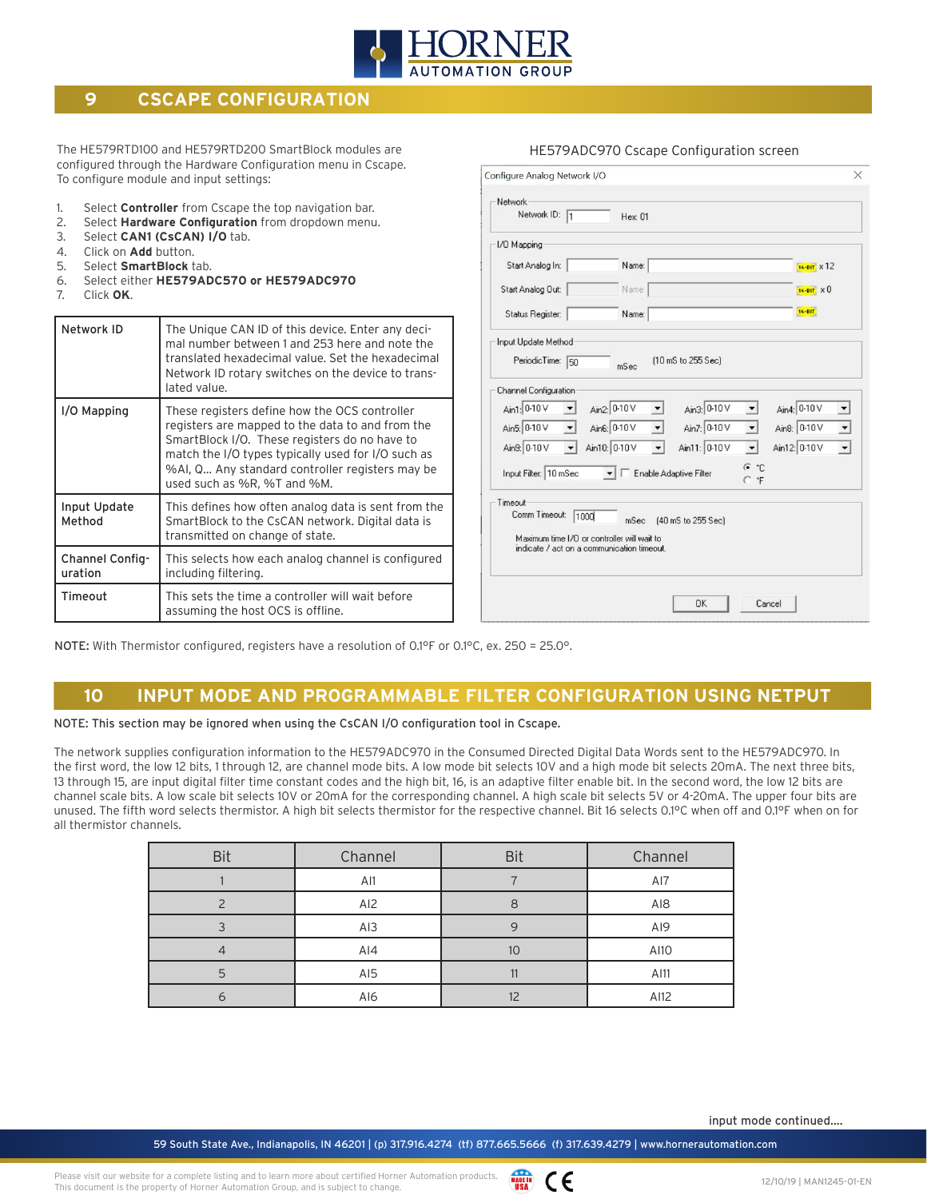## 9 CSCAPE CONFIGURATION

The HE579RTD100 and HE579RTD200 SmartBlock modules are configured through the Hardware Configuration menu in Cscape. To configure module and input settings:

1. Select **Controller** from Cscape the top navigation bar.
2. Select **Hardware Configuration** from dropdown menu.
3. Select **CAN1 (CsCAN) I/O** tab.
4. Click on **Add** button.
5. Select **SmartBlock** tab.
6. Select either **HE579ADC570 or HE579ADC970**
7. Click **OK**.

| | |
|---|---|
| Network ID | The Unique CAN ID of this device. Enter any decimal number between 1 and 253 here and note the translated hexadecimal value. Set the hexadecimal Network ID rotary switches on the device to translated value. |
| I/O Mapping | These registers define how the OCS controller registers are mapped to the data to and from the SmartBlock I/O. These registers do no have to match the I/O types typically used for I/O such as %AI, Q... Any standard controller registers may be used such as %R, %T and %M. |
| Input Update Method | This defines how often analog data is sent from the SmartBlock to the CsCAN network. Digital data is transmitted on change of state. |
| Channel Configuration | This selects how each analog channel is configured including filtering. |
| Timeout | This sets the time a controller will wait before assuming the host OCS is offline. |

HE579ADC970 Cscape Configuration screen

Configure Analog Network I/O

Network
Network ID: 1 Hex: 01

I/O Mapping
Start Analog In: Name: 16-BIT x 12
Start Analog Out: Name: 16-BIT x 0
Status Register: Name: 16-BIT

Input Update Method
PeriodicTime: 50 mSec (10 mS to 255 Sec)

Channel Configuration
Ain1: 0-10 V Ain2: 0-10 V Ain3: 0-10 V Ain4: 0-10 V
Ain5: 0-10 V Ain6: 0-10 V Ain7: 0-10 V Ain8: 0-10 V
Ain9: 0-10 V Ain10: 0-10 V Ain11: 0-10 V Ain12: 0-10 V
Input Filter: 10 mSec Enable Adaptive Filter °C °F

Timeout
Comm Timeout: 1000 mSec (40 mS to 255 Sec)
Maximum time I/O or controller will wait to indicate / act on a communication timeout.

OK Cancel

**NOTE:** With Thermistor configured, registers have a resolution of 0.1°F or 0.1°C, ex. 250 = 25.0°.

## 10 INPUT MODE AND PROGRAMMABLE FILTER CONFIGURATION USING NETPUT

**NOTE: This section may be ignored when using the CsCAN I/O configuration tool in Cscape.**

The network supplies configuration information to the HE579ADC970 in the Consumed Directed Digital Data Words sent to the HE579ADC970. In the first word, the low 12 bits, 1 through 12, are channel mode bits. A low mode bit selects 10V and a high mode bit selects 20mA. The next three bits, 13 through 15, are input digital filter time constant codes and the high bit, 16, is an adaptive filter enable bit. In the second word, the low 12 bits are channel scale bits. A low scale bit selects 10V or 20mA for the corresponding channel. A high scale bit selects 5V or 4-20mA. The upper four bits are unused. The fifth word selects thermistor. A high bit selects thermistor for the respective channel. Bit 16 selects 0.1°C when off and 0.1°F when on for all thermistor channels.

| Bit | Channel | Bit | Channel |
|---|---|---|---|
| 1 | AI1 | 7 | AI7 |
| 2 | AI2 | 8 | AI8 |
| 3 | AI3 | 9 | AI9 |
| 4 | AI4 | 10 | AI10 |
| 5 | AI5 | 11 | AI11 |
| 6 | AI6 | 12 | AI12 |

input mode continued....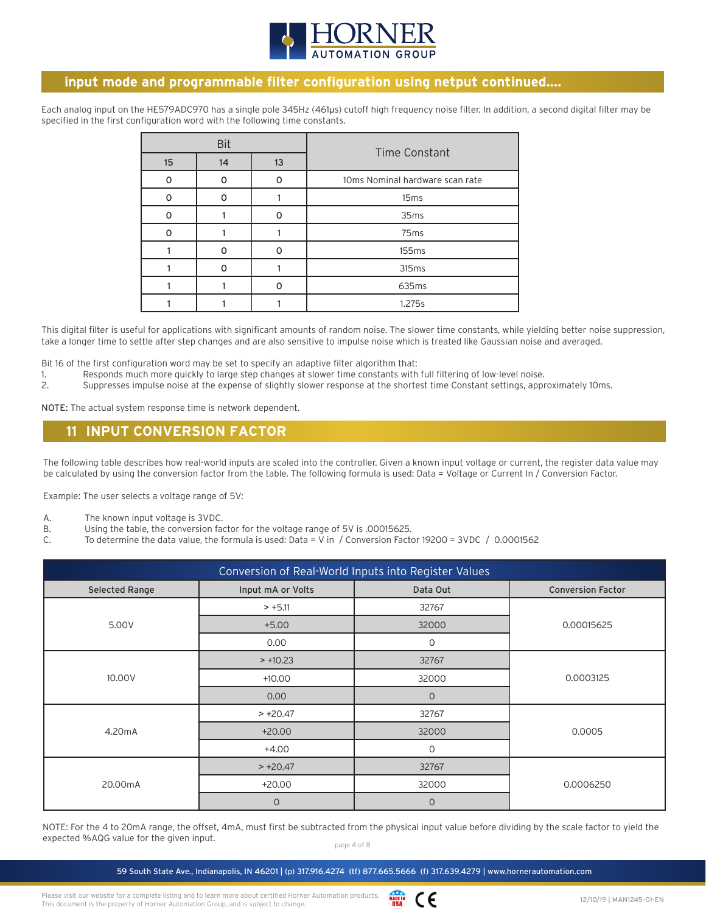## input mode and programmable filter configuration using netput continued....

Each analog input on the HE579ADC970 has a single pole 345Hz (461µs) cutoff high frequency noise filter. In addition, a second digital filter may be specified in the first configuration word with the following time constants.

| Bit | | | Time Constant |
|---|---|---|---|
| 15 | 14 | 13 | |
| 0 | 0 | 0 | 10ms Nominal hardware scan rate |
| 0 | 0 | 1 | 15ms |
| 0 | 1 | 0 | 35ms |
| 0 | 1 | 1 | 75ms |
| 1 | 0 | 0 | 155ms |
| 1 | 0 | 1 | 315ms |
| 1 | 1 | 0 | 635ms |
| 1 | 1 | 1 | 1.275s |

This digital filter is useful for applications with significant amounts of random noise. The slower time constants, while yielding better noise suppression, take a longer time to settle after step changes and are also sensitive to impulse noise which is treated like Gaussian noise and averaged.

Bit 16 of the first configuration word may be set to specify an adaptive filter algorithm that:

1. Responds much more quickly to large step changes at slower time constants with full filtering of low-level noise.
2. Suppresses impulse noise at the expense of slightly slower response at the shortest time Constant settings, approximately 10ms.

**NOTE:** The actual system response time is network dependent.

## 11 INPUT CONVERSION FACTOR

The following table describes how real-world inputs are scaled into the controller. Given a known input voltage or current, the register data value may be calculated by using the conversion factor from the table. The following formula is used: Data = Voltage or Current In / Conversion Factor.

Example: The user selects a voltage range of 5V:

A. The known input voltage is 3VDC.
B. Using the table, the conversion factor for the voltage range of 5V is .00015625.
C. To determine the data value, the formula is used: Data = V in / Conversion Factor 19200 = 3VDC / 0.0001562

| Conversion of Real-World Inputs into Register Values | | | |
|---|---|---|---|
| Selected Range | Input mA or Volts | Data Out | Conversion Factor |
| 5.00V | > +5.11 | 32767 | 0.00015625 |
| | +5.00 | 32000 | |
| | 0.00 | 0 | |
| 10.00V | > +10.23 | 32767 | 0.0003125 |
| | +10.00 | 32000 | |
| | 0.00 | 0 | |
| 4.20mA | > +20.47 | 32767 | 0.0005 |
| | +20.00 | 32000 | |
| | +4.00 | 0 | |
| 20.00mA | > +20.47 | 32767 | 0.0006250 |
| | +20.00 | 32000 | |
| | 0 | 0 | |

NOTE: For the 4 to 20mA range, the offset, 4mA, must first be subtracted from the physical input value before dividing by the scale factor to yield the expected %AQG value for the given input.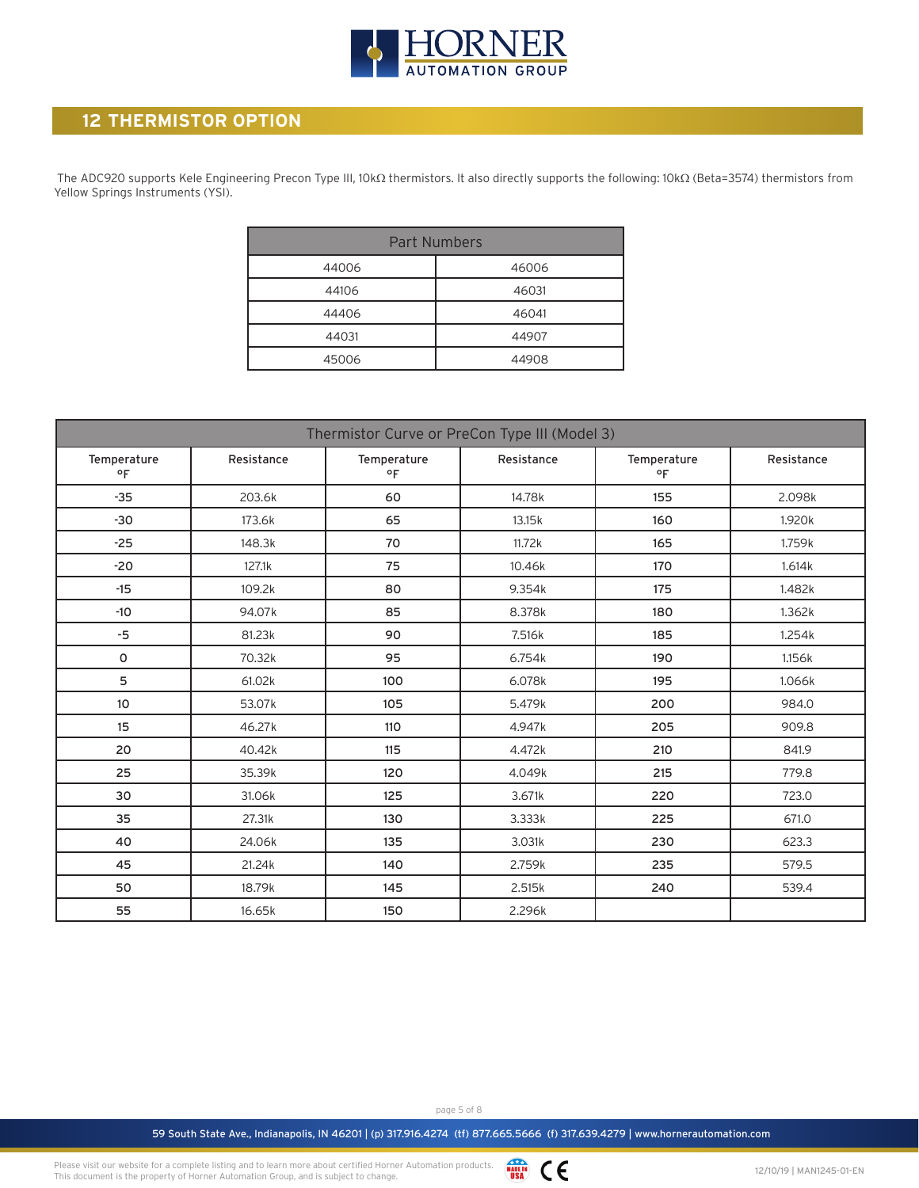## 12 THERMISTOR OPTION

The ADC920 supports Kele Engineering Precon Type III, 10kΩ thermistors. It also directly supports the following: 10kΩ (Beta=3574) thermistors from Yellow Springs Instruments (YSI).

| Part Numbers | |
|---|---|
| 44006 | 46006 |
| 44106 | 46031 |
| 44406 | 46041 |
| 44031 | 44907 |
| 45006 | 44908 |

| Thermistor Curve or PreCon Type III (Model 3) | | | | | |
|---|---|---|---|---|---|
| Temperature °F | Resistance | Temperature °F | Resistance | Temperature °F | Resistance |
| -35 | 203.6k | 60 | 14.78k | 155 | 2.098k |
| -30 | 173.6k | 65 | 13.15k | 160 | 1.920k |
| -25 | 148.3k | 70 | 11.72k | 165 | 1.759k |
| -20 | 127.1k | 75 | 10.46k | 170 | 1.614k |
| -15 | 109.2k | 80 | 9.354k | 175 | 1.482k |
| -10 | 94.07k | 85 | 8.378k | 180 | 1.362k |
| -5 | 81.23k | 90 | 7.516k | 185 | 1.254k |
| 0 | 70.32k | 95 | 6.754k | 190 | 1.156k |
| 5 | 61.02k | 100 | 6.078k | 195 | 1.066k |
| 10 | 53.07k | 105 | 5.479k | 200 | 984.0 |
| 15 | 46.27k | 110 | 4.947k | 205 | 909.8 |
| 20 | 40.42k | 115 | 4.472k | 210 | 841.9 |
| 25 | 35.39k | 120 | 4.049k | 215 | 779.8 |
| 30 | 31.06k | 125 | 3.671k | 220 | 723.0 |
| 35 | 27.31k | 130 | 3.333k | 225 | 671.0 |
| 40 | 24.06k | 135 | 3.031k | 230 | 623.3 |
| 45 | 21.24k | 140 | 2.759k | 235 | 579.5 |
| 50 | 18.79k | 145 | 2.515k | 240 | 539.4 |
| 55 | 16.65k | 150 | 2.296k | | |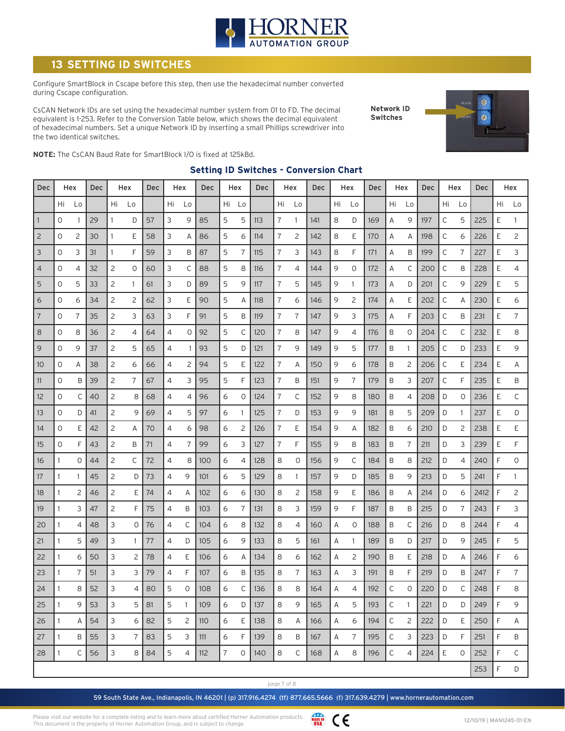# 13 SETTING ID SWITCHES

Configure SmartBlock in Cscape before this step, then use the hexadecimal number converted during Cscape configuration.

CsCAN Network IDs are set using the hexadecimal number system from 01 to FD. The decimal equivalent is 1-253. Refer to the Conversion Table below, which shows the decimal equivalent of hexadecimal numbers. Set a unique Network ID by inserting a small Phillips screwdriver into the two identical switches.

Network ID Switches

**NOTE:** The CsCAN Baud Rate for SmartBlock I/O is fixed at 125kBd.

## Setting ID Switches - Conversion Chart

| Dec | Hex | | Dec | Hex | | Dec | Hex | | Dec | Hex | | Dec | Hex | | Dec | Hex | | Dec | Hex | | Dec | Hex | | Dec | Hex |
|---|---|---|---|---|---|---|---|---|---|---|---|---|---|---|---|---|---|---|---|---|---|---|---|---|---|---|
| | Hi | Lo | | Hi | Lo | | Hi | Lo | | Hi | Lo | | Hi | Lo | | Hi | Lo | | Hi | Lo | | Hi | Lo | | Hi | Lo |
| 1 | 0 | 1 | 29 | 1 | D | 57 | 3 | 9 | 85 | 5 | 5 | 113 | 7 | 1 | 141 | 8 | D | 169 | A | 9 | 197 | C | 5 | 225 | E | 1 |
| 2 | 0 | 2 | 30 | 1 | E | 58 | 3 | A | 86 | 5 | 6 | 114 | 7 | 2 | 142 | 8 | E | 170 | A | A | 198 | C | 6 | 226 | E | 2 |
| 3 | 0 | 3 | 31 | 1 | F | 59 | 3 | B | 87 | 5 | 7 | 115 | 7 | 3 | 143 | 8 | F | 171 | A | B | 199 | C | 7 | 227 | E | 3 |
| 4 | 0 | 4 | 32 | 2 | 0 | 60 | 3 | C | 88 | 5 | 8 | 116 | 7 | 4 | 144 | 9 | 0 | 172 | A | C | 200 | C | 8 | 228 | E | 4 |
| 5 | 0 | 5 | 33 | 2 | 1 | 61 | 3 | D | 89 | 5 | 9 | 117 | 7 | 5 | 145 | 9 | 1 | 173 | A | D | 201 | C | 9 | 229 | E | 5 |
| 6 | 0 | 6 | 34 | 2 | 2 | 62 | 3 | E | 90 | 5 | A | 118 | 7 | 6 | 146 | 9 | 2 | 174 | A | E | 202 | C | A | 230 | E | 6 |
| 7 | 0 | 7 | 35 | 2 | 3 | 63 | 3 | F | 91 | 5 | B | 119 | 7 | 7 | 147 | 9 | 3 | 175 | A | F | 203 | C | B | 231 | E | 7 |
| 8 | 0 | 8 | 36 | 2 | 4 | 64 | 4 | 0 | 92 | 5 | C | 120 | 7 | 8 | 147 | 9 | 4 | 176 | B | 0 | 204 | C | C | 232 | E | 8 |
| 9 | 0 | 9 | 37 | 2 | 5 | 65 | 4 | 1 | 93 | 5 | D | 121 | 7 | 9 | 149 | 9 | 5 | 177 | B | 1 | 205 | C | D | 233 | E | 9 |
| 10 | 0 | A | 38 | 2 | 6 | 66 | 4 | 2 | 94 | 5 | E | 122 | 7 | A | 150 | 9 | 6 | 178 | B | 2 | 206 | C | E | 234 | E | A |
| 11 | 0 | B | 39 | 2 | 7 | 67 | 4 | 3 | 95 | 5 | F | 123 | 7 | B | 151 | 9 | 7 | 179 | B | 3 | 207 | C | F | 235 | E | B |
| 12 | 0 | C | 40 | 2 | 8 | 68 | 4 | 4 | 96 | 6 | 0 | 124 | 7 | C | 152 | 9 | 8 | 180 | B | 4 | 208 | D | 0 | 236 | E | C |
| 13 | 0 | D | 41 | 2 | 9 | 69 | 4 | 5 | 97 | 6 | 1 | 125 | 7 | D | 153 | 9 | 9 | 181 | B | 5 | 209 | D | 1 | 237 | E | D |
| 14 | 0 | E | 42 | 2 | A | 70 | 4 | 6 | 98 | 6 | 2 | 126 | 7 | E | 154 | 9 | A | 182 | B | 6 | 210 | D | 2 | 238 | E | E |
| 15 | 0 | F | 43 | 2 | B | 71 | 4 | 7 | 99 | 6 | 3 | 127 | 7 | F | 155 | 9 | B | 183 | B | 7 | 211 | D | 3 | 239 | E | F |
| 16 | 1 | 0 | 44 | 2 | C | 72 | 4 | 8 | 100 | 6 | 4 | 128 | 8 | 0 | 156 | 9 | C | 184 | B | 8 | 212 | D | 4 | 240 | F | 0 |
| 17 | 1 | 1 | 45 | 2 | D | 73 | 4 | 9 | 101 | 6 | 5 | 129 | 8 | 1 | 157 | 9 | D | 185 | B | 9 | 213 | D | 5 | 241 | F | 1 |
| 18 | 1 | 2 | 46 | 2 | E | 74 | 4 | A | 102 | 6 | 6 | 130 | 8 | 2 | 158 | 9 | E | 186 | B | A | 214 | D | 6 | 2412 | F | 2 |
| 19 | 1 | 3 | 47 | 2 | F | 75 | 4 | B | 103 | 6 | 7 | 131 | 8 | 3 | 159 | 9 | F | 187 | B | B | 215 | D | 7 | 243 | F | 3 |
| 20 | 1 | 4 | 48 | 3 | 0 | 76 | 4 | C | 104 | 6 | 8 | 132 | 8 | 4 | 160 | A | 0 | 188 | B | C | 216 | D | 8 | 244 | F | 4 |
| 21 | 1 | 5 | 49 | 3 | 1 | 77 | 4 | D | 105 | 6 | 9 | 133 | 8 | 5 | 161 | A | 1 | 189 | B | D | 217 | D | 9 | 245 | F | 5 |
| 22 | 1 | 6 | 50 | 3 | 2 | 78 | 4 | E | 106 | 6 | A | 134 | 8 | 6 | 162 | A | 2 | 190 | B | E | 218 | D | A | 246 | F | 6 |
| 23 | 1 | 7 | 51 | 3 | 3 | 79 | 4 | F | 107 | 6 | B | 135 | 8 | 7 | 163 | A | 3 | 191 | B | F | 219 | D | B | 247 | F | 7 |
| 24 | 1 | 8 | 52 | 3 | 4 | 80 | 5 | 0 | 108 | 6 | C | 136 | 8 | 8 | 164 | A | 4 | 192 | C | 0 | 220 | D | C | 248 | F | 8 |
| 25 | 1 | 9 | 53 | 3 | 5 | 81 | 5 | 1 | 109 | 6 | D | 137 | 8 | 9 | 165 | A | 5 | 193 | C | 1 | 221 | D | D | 249 | F | 9 |
| 26 | 1 | A | 54 | 3 | 6 | 82 | 5 | 2 | 110 | 6 | E | 138 | 8 | A | 166 | A | 6 | 194 | C | 2 | 222 | D | E | 250 | F | A |
| 27 | 1 | B | 55 | 3 | 7 | 83 | 5 | 3 | 111 | 6 | F | 139 | 8 | B | 167 | A | 7 | 195 | C | 3 | 223 | D | F | 251 | F | B |
| 28 | 1 | C | 56 | 3 | 8 | 84 | 5 | 4 | 112 | 7 | 0 | 140 | 8 | C | 168 | A | 8 | 196 | C | 4 | 224 | E | 0 | 252 | F | C |
| | | | | | | | | | | | | | | | | | | | | | | | | 253 | F | D |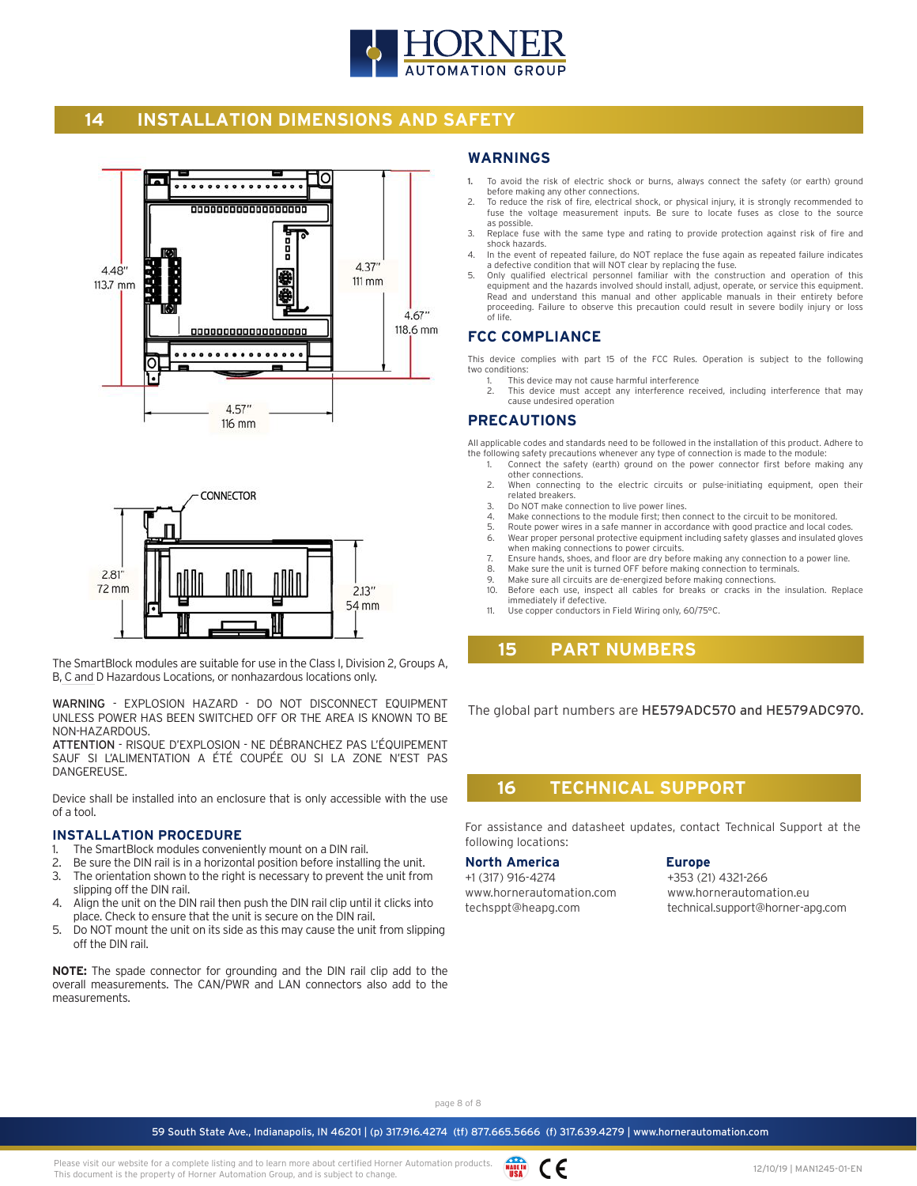## 14 INSTALLATION DIMENSIONS AND SAFETY

4.48"
113.7 mm

4.37"
111 mm

4.67"
118.6 mm

4.57"
116 mm

CONNECTOR

2.81"
72 mm

2.13"
54 mm

The SmartBlock modules are suitable for use in the Class I, Division 2, Groups A, B, C and D Hazardous Locations, or nonhazardous locations only.

WARNING - EXPLOSION HAZARD - DO NOT DISCONNECT EQUIPMENT UNLESS POWER HAS BEEN SWITCHED OFF OR THE AREA IS KNOWN TO BE NON-HAZARDOUS.
ATTENTION - RISQUE D'EXPLOSION - NE DÉBRANCHEZ PAS L'ÉQUIPEMENT SAUF SI L'ALIMENTATION A ÉTÉ COUPÉE OU SI LA ZONE N'EST PAS DANGEREUSE.

Device shall be installed into an enclosure that is only accessible with the use of a tool.

### INSTALLATION PROCEDURE

1. The SmartBlock modules conveniently mount on a DIN rail.
2. Be sure the DIN rail is in a horizontal position before installing the unit.
3. The orientation shown to the right is necessary to prevent the unit from slipping off the DIN rail.
4. Align the unit on the DIN rail then push the DIN rail clip until it clicks into place. Check to ensure that the unit is secure on the DIN rail.
5. Do NOT mount the unit on its side as this may cause the unit from slipping off the DIN rail.

**NOTE:** The spade connector for grounding and the DIN rail clip add to the overall measurements. The CAN/PWR and LAN connectors also add to the measurements.

### WARNINGS

1. To avoid the risk of electric shock or burns, always connect the safety (or earth) ground before making any other connections.
2. To reduce the risk of fire, electrical shock, or physical injury, it is strongly recommended to fuse the voltage measurement inputs. Be sure to locate fuses as close to the source as possible.
3. Replace fuse with the same type and rating to provide protection against risk of fire and shock hazards.
4. In the event of repeated failure, do NOT replace the fuse again as repeated failure indicates a defective condition that will NOT clear by replacing the fuse.
5. Only qualified electrical personnel familiar with the construction and operation of this equipment and the hazards involved should install, adjust, operate, or service this equipment. Read and understand this manual and other applicable manuals in their entirety before proceeding. Failure to observe this precaution could result in severe bodily injury or loss of life.

### FCC COMPLIANCE

This device complies with part 15 of the FCC Rules. Operation is subject to the following two conditions:

1. This device may not cause harmful interference
2. This device must accept any interference received, including interference that may cause undesired operation

### PRECAUTIONS

All applicable codes and standards need to be followed in the installation of this product. Adhere to the following safety precautions whenever any type of connection is made to the module:

1. Connect the safety (earth) ground first before making any other connections.
2. When connecting to the electric circuits or pulse-initiating equipment, open their related breakers.
3. Do NOT make connection to live power lines.
4. Make connections to the module first; then connect to the circuit to be monitored.
5. Route power wires in a safe manner in accordance with good practice and local codes.
6. Wear proper personal protective equipment including safety glasses and insulated gloves when making connections to power circuits.
7. Ensure hands, shoes, and floor are dry before making any connection to a power line.
8. Make sure the unit is turned OFF before making connection to terminals.
9. Make sure all circuits are de-energized before making connections.
10. Before each use, inspect all cables for breaks or cracks in the insulation. Replace immediately if defective.
11. Use copper conductors in Field Wiring only, 60/75°C.

## 15 PART NUMBERS

The global part numbers are **HE579ADC570 and HE579ADC970.**

## 16 TECHNICAL SUPPORT

For assistance and datasheet updates, contact Technical Support at the following locations:

**North America**
+1 (317) 916-4274
www.hornerautomation.com
techsppt@heapg.com

**Europe**
+353 (21) 4321-266
www.hornerautomation.eu
technical.support@horner-apg.com